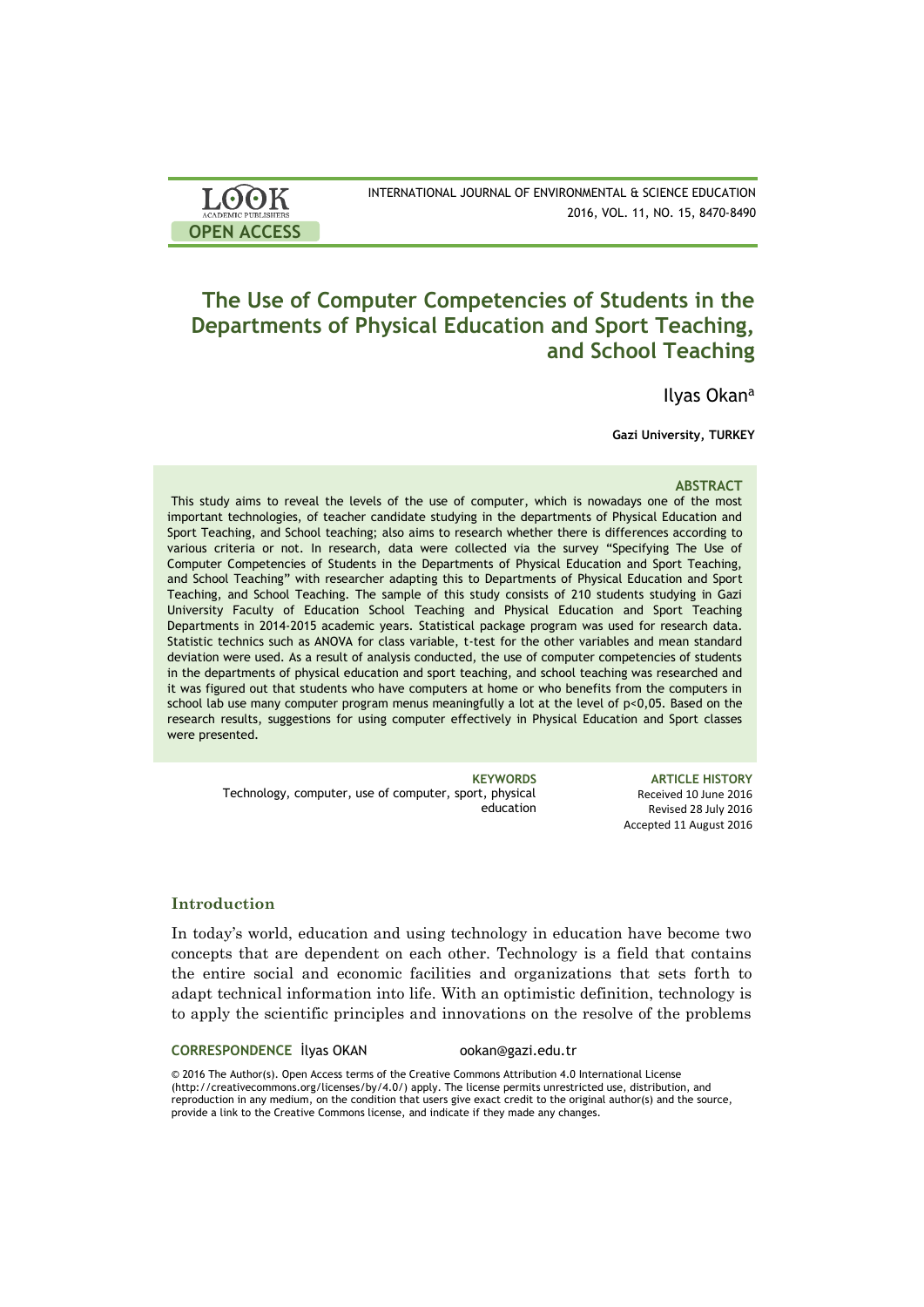# The Use of Computer Competencies of Students in the Departments of Physical Education and Sport Teaching, and School Teaching

Ilyas Okan[a]

**Gazi University, TURKEY**

### ABSTRACT

This study aims to reveal the levels of the use of computer, which is nowadays one of the most important technologies, of teacher candidate studying in the departments of Physical Education and Sport Teaching, and School teaching; also aims to research whether there is differences according to various criteria or not. In research, data were collected via the survey "Specifying The Use of Computer Competencies of Students in the Departments of Physical Education and Sport Teaching, and School Teaching" with researcher adapting this to Departments of Physical Education and Sport Teaching, and School Teaching. The sample of this study consists of 210 students studying in Gazi University Faculty of Education School Teaching and Physical Education and Sport Teaching Departments in 2014-2015 academic years. Statistical package program was used for research data. Statistic technics such as ANOVA for class variable, t-test for the other variables and mean standard deviation were used. As a result of analysis conducted, the use of computer competencies of students in the departments of physical education and sport teaching, and school teaching was researched and it was figured out that students who have computers at home or who benefits from the computers in school lab use many computer program menus meaningfully a lot at the level of $p<0,05$. Based on the research results, suggestions for using computer effectively in Physical Education and Sport classes were presented.

**KEYWORDS**
Technology, computer, use of computer, sport, physical education

**ARTICLE HISTORY**
Received 10 June 2016
Revised 28 July 2016
Accepted 11 August 2016

## Introduction

In today's world, education and using technology in education have become two concepts that are dependent on each other. Technology is a field that contains the entire social and economic facilities and organizations that sets forth to adapt technical information into life. With an optimistic definition, technology is to apply the scientific principles and innovations on the resolve of the problems

**CORRESPONDENCE** İlyas OKAN ookan@gazi.edu.tr

© 2016 The Author(s). Open Access terms of the Creative Commons Attribution 4.0 International License (http://creativecommons.org/licenses/by/4.0/) apply. The license permits unrestricted use, distribution, and reproduction in any medium, on the condition that users give exact credit to the original author(s) and the source, provide a link to the Creative Commons license, and indicate if they made any changes.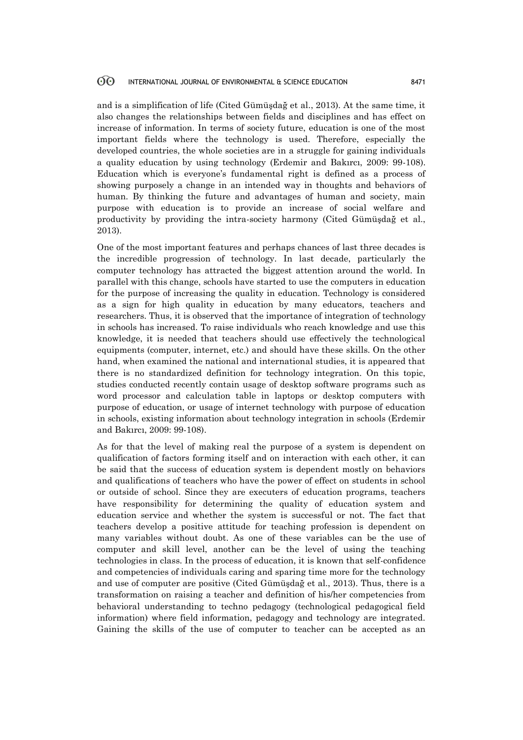and is a simplification of life (Cited Gümüşdağ et al., 2013). At the same time, it also changes the relationships between fields and disciplines and has effect on increase of information. In terms of society future, education is one of the most important fields where the technology is used. Therefore, especially the developed countries, the whole societies are in a struggle for gaining individuals a quality education by using technology (Erdemir and Bakırcı, 2009: 99-108). Education which is everyone's fundamental right is defined as a process of showing purposely a change in an intended way in thoughts and behaviors of human. By thinking the future and advantages of human and society, main purpose with education is to provide an increase of social welfare and productivity by providing the intra-society harmony (Cited Gümüşdağ et al., 2013).

One of the most important features and perhaps chances of last three decades is the incredible progression of technology. In last decade, particularly the computer technology has attracted the biggest attention around the world. In parallel with this change, schools have started to use the computers in education for the purpose of increasing the quality in education. Technology is considered as a sign for high quality in education by many educators, teachers and researchers. Thus, it is observed that the importance of integration of technology in schools has increased. To raise individuals who reach knowledge and use this knowledge, it is needed that teachers should use effectively the technological equipments (computer, internet, etc.) and should have these skills. On the other hand, when examined the national and international studies, it is appeared that there is no standardized definition for technology integration. On this topic, studies conducted recently contain usage of desktop software programs such as word processor and calculation table in laptops or desktop computers with purpose of education, or usage of internet technology with purpose of education in schools, existing information about technology integration in schools (Erdemir and Bakırcı, 2009: 99-108).

As for that the level of making real the purpose of a system is dependent on qualification of factors forming itself and on interaction with each other, it can be said that the success of education system is dependent mostly on behaviors and qualifications of teachers who have the power of effect on students in school or outside of school. Since they are executers of education programs, teachers have responsibility for determining the quality of education system and education service and whether the system is successful or not. The fact that teachers develop a positive attitude for teaching profession is dependent on many variables without doubt. As one of these variables can be the use of computer and skill level, another can be the level of using the teaching technologies in class. In the process of education, it is known that self-confidence and competencies of individuals caring and sparing time more for the technology and use of computer are positive (Cited Gümüşdağ et al., 2013). Thus, there is a transformation on raising a teacher and definition of his/her competencies from behavioral understanding to techno pedagogy (technological pedagogical field information) where field information, pedagogy and technology are integrated. Gaining the skills of the use of computer to teacher can be accepted as an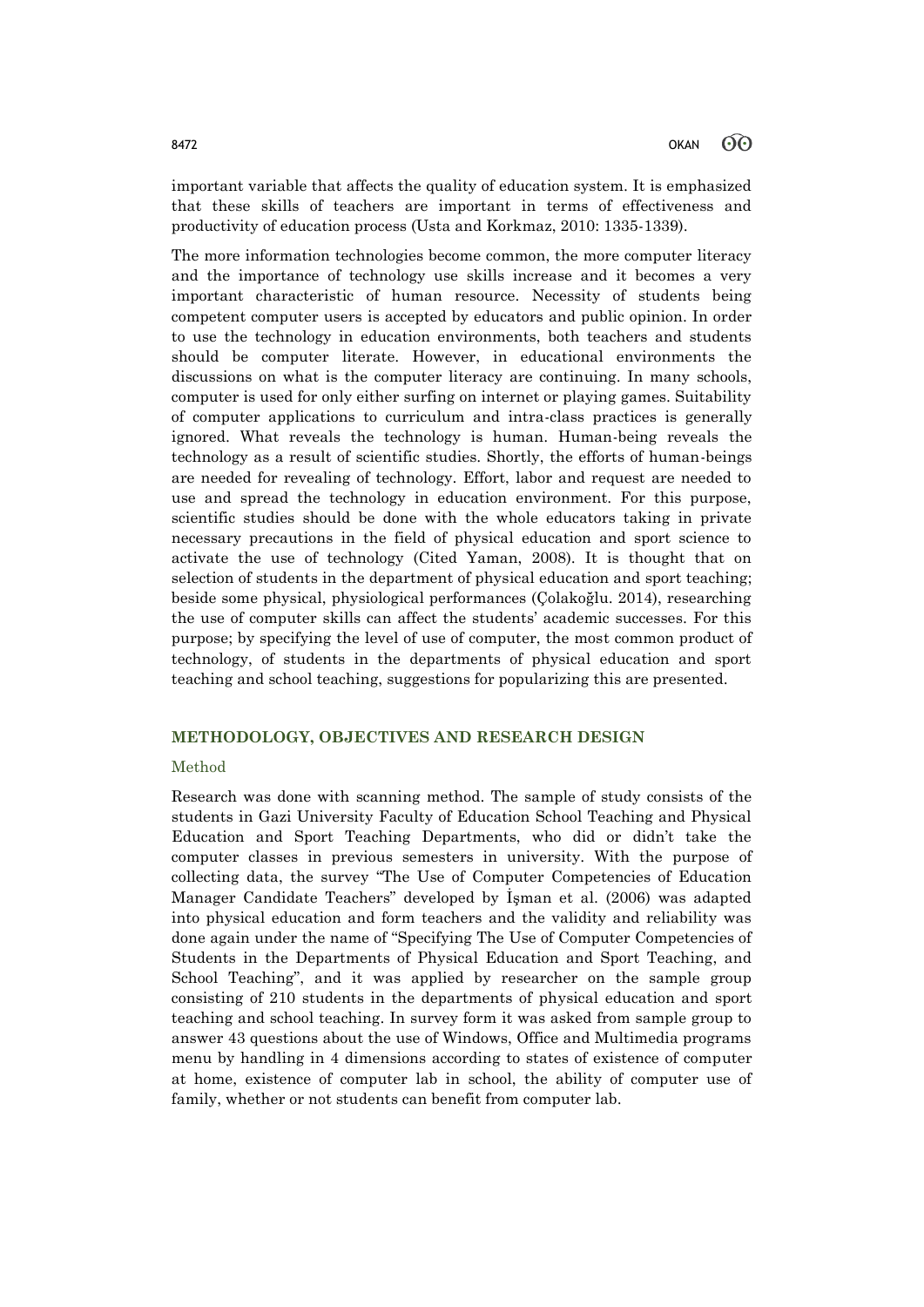important variable that affects the quality of education system. It is emphasized that these skills of teachers are important in terms of effectiveness and productivity of education process (Usta and Korkmaz, 2010: 1335-1339).

The more information technologies become common, the more computer literacy and the importance of technology use skills increase and it becomes a very important characteristic of human resource. Necessity of students being competent computer users is accepted by educators and public opinion. In order to use the technology in education environments, both teachers and students should be computer literate. However, in educational environments the discussions on what is the computer literacy are continuing. In many schools, computer is used for only either surfing on internet or playing games. Suitability of computer applications to curriculum and intra-class practices is generally ignored. What reveals the technology is human. Human-being reveals the technology as a result of scientific studies. Shortly, the efforts of human-beings are needed for revealing of technology. Effort, labor and request are needed to use and spread the technology in education environment. For this purpose, scientific studies should be done with the whole educators taking in private necessary precautions in the field of physical education and sport science to activate the use of technology (Cited Yaman, 2008). It is thought that on selection of students in the department of physical education and sport teaching; beside some physical, physiological performances (Çolakoğlu. 2014), researching the use of computer skills can affect the students' academic successes. For this purpose; by specifying the level of use of computer, the most common product of technology, of students in the departments of physical education and sport teaching and school teaching, suggestions for popularizing this are presented.

## METHODOLOGY, OBJECTIVES AND RESEARCH DESIGN

### Method

Research was done with scanning method. The sample of study consists of the students in Gazi University Faculty of Education School Teaching and Physical Education and Sport Teaching Departments, who did or didn't take the computer classes in previous semesters in university. With the purpose of collecting data, the survey "The Use of Computer Competencies of Education Manager Candidate Teachers" developed by İşman et al. (2006) was adapted into physical education and form teachers and the validity and reliability was done again under the name of "Specifying The Use of Computer Competencies of Students in the Departments of Physical Education and Sport Teaching, and School Teaching", and it was applied by researcher on the sample group consisting of 210 students in the departments of physical education and sport teaching and school teaching. In survey form it was asked from sample group to answer 43 questions about the use of Windows, Office and Multimedia programs menu by handling in 4 dimensions according to states of existence of computer at home, existence of computer lab in school, the ability of computer use of family, whether or not students can benefit from computer lab.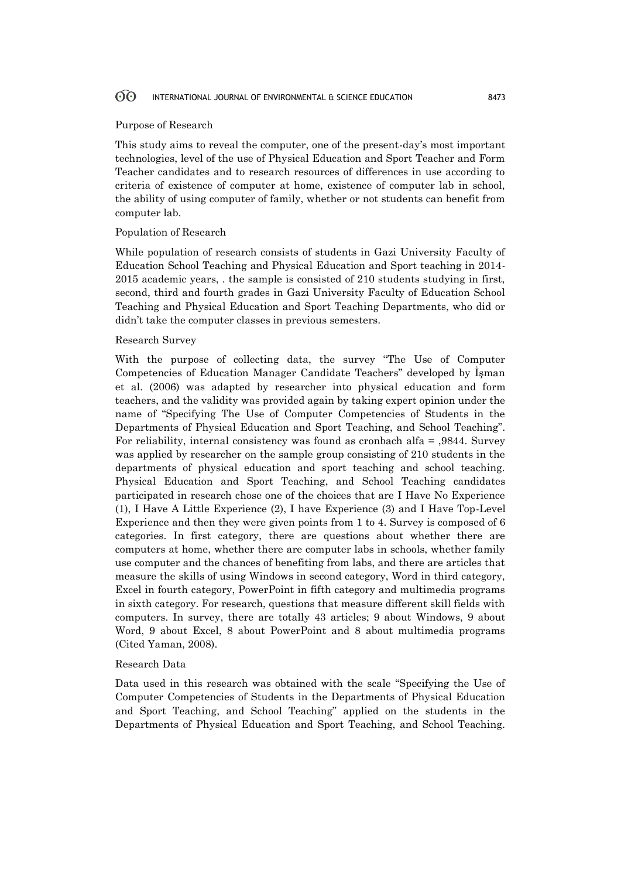### Purpose of Research

This study aims to reveal the computer, one of the present-day's most important technologies, level of the use of Physical Education and Sport Teacher and Form Teacher candidates and to research resources of differences in use according to criteria of existence of computer at home, existence of computer lab in school, the ability of using computer of family, whether or not students can benefit from computer lab.

### Population of Research

While population of research consists of students in Gazi University Faculty of Education School Teaching and Physical Education and Sport teaching in 2014-2015 academic years, . the sample is consisted of 210 students studying in first, second, third and fourth grades in Gazi University Faculty of Education School Teaching and Physical Education and Sport Teaching Departments, who did or didn't take the computer classes in previous semesters.

### Research Survey

With the purpose of collecting data, the survey "The Use of Computer Competencies of Education Manager Candidate Teachers" developed by İşman et al. (2006) was adapted by researcher into physical education and form teachers, and the validity was provided again by taking expert opinion under the name of "Specifying The Use of Computer Competencies of Students in the Departments of Physical Education and Sport Teaching, and School Teaching". For reliability, internal consistency was found as cronbach alfa = ,9844. Survey was applied by researcher on the sample group consisting of 210 students in the departments of physical education and sport teaching and school teaching. Physical Education and Sport Teaching, and School Teaching candidates participated in research chose one of the choices that are I Have No Experience (1), I Have A Little Experience (2), I have Experience (3) and I Have Top-Level Experience and then they were given points from 1 to 4. Survey is composed of 6 categories. In first category, there are questions about whether there are computers at home, whether there are computer labs in schools, whether family use computer and the chances of benefiting from labs, and there are articles that measure the skills of using Windows in second category, Word in third category, Excel in fourth category, PowerPoint in fifth category and multimedia programs in sixth category. For research, questions that measure different skill fields with computers. In survey, there are totally 43 articles; 9 about Windows, 9 about Word, 9 about Excel, 8 about PowerPoint and 8 about multimedia programs (Cited Yaman, 2008).

### Research Data

Data used in this research was obtained with the scale "Specifying the Use of Computer Competencies of Students in the Departments of Physical Education and Sport Teaching, and School Teaching" applied on the students in the Departments of Physical Education and Sport Teaching, and School Teaching.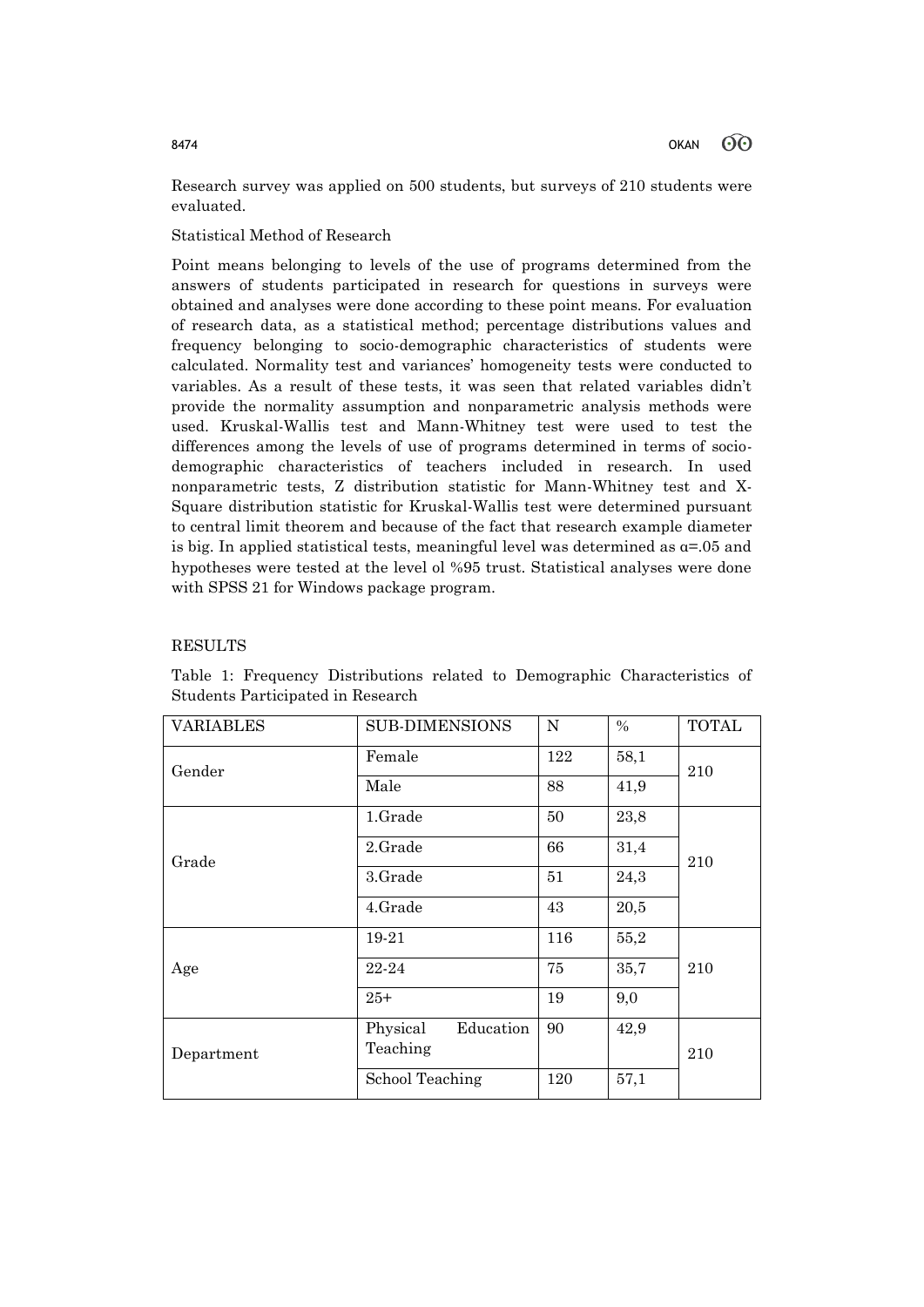Research survey was applied on 500 students, but surveys of 210 students were evaluated.

Statistical Method of Research

Point means belonging to levels of the use of programs determined from the answers of students participated in research for questions in surveys were obtained and analyses were done according to these point means. For evaluation of research data, as a statistical method; percentage distributions values and frequency belonging to socio-demographic characteristics of students were calculated. Normality test and variances' homogeneity tests were conducted to variables. As a result of these tests, it was seen that related variables didn't provide the normality assumption and nonparametric analysis methods were used. Kruskal-Wallis test and Mann-Whitney test were used to test the differences among the levels of use of programs determined in terms of socio-demographic characteristics of teachers included in research. In used nonparametric tests, Z distribution statistic for Mann-Whitney test and X-Square distribution statistic for Kruskal-Wallis test were determined pursuant to central limit theorem and because of the fact that research example diameter is big. In applied statistical tests, meaningful level was determined as $\alpha$=.05 and hypotheses were tested at the level ol %95 trust. Statistical analyses were done with SPSS 21 for Windows package program.

## RESULTS

Table 1: Frequency Distributions related to Demographic Characteristics of Students Participated in Research

| VARIABLES | SUB-DIMENSIONS | N | % | TOTAL |
|---|---|---|---|---|
| Gender | Female | 122 | 58,1 | 210 |
| | Male | 88 | 41,9 | |
| Grade | 1.Grade | 50 | 23,8 | 210 |
| | 2.Grade | 66 | 31,4 | |
| | 3.Grade | 51 | 24,3 | |
| | 4.Grade | 43 | 20,5 | |
| Age | 19-21 | 116 | 55,2 | 210 |
| | 22-24 | 75 | 35,7 | |
| | 25+ | 19 | 9,0 | |
| Department | Physical Education Teaching | 90 | 42,9 | 210 |
| | School Teaching | 120 | 57,1 | |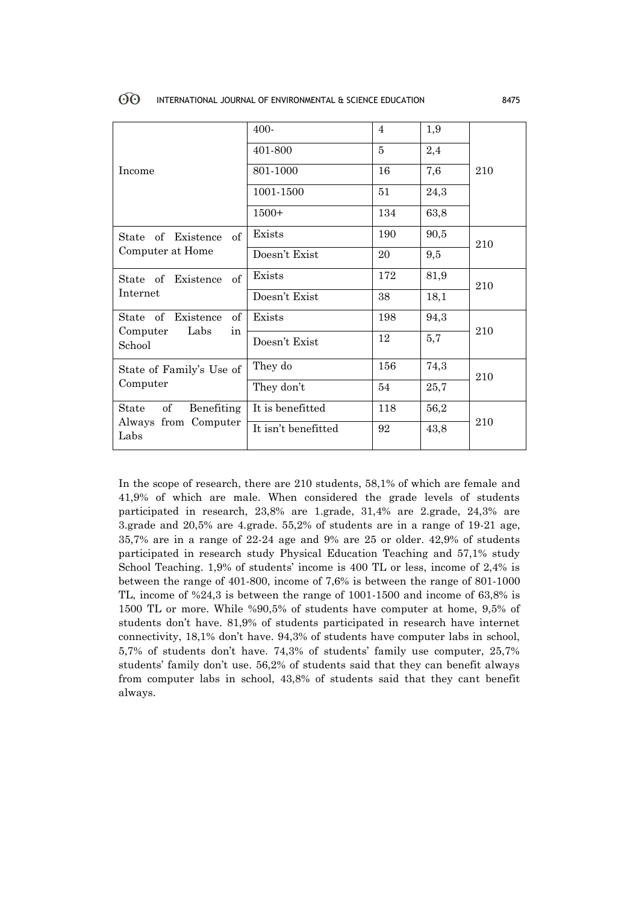| | | | | |
|---|---|---|---|---|
| Income | 400- | 4 | 1,9 | 210 |
| | 401-800 | 5 | 2,4 | |
| | 801-1000 | 16 | 7,6 | |
| | 1001-1500 | 51 | 24,3 | |
| | 1500+ | 134 | 63,8 | |
| State of Existence of Computer at Home | Exists | 190 | 90,5 | 210 |
| | Doesn't Exist | 20 | 9,5 | |
| State of Existence of Internet | Exists | 172 | 81,9 | 210 |
| | Doesn't Exist | 38 | 18,1 | |
| State of Existence of Computer Labs in School | Exists | 198 | 94,3 | 210 |
| | Doesn't Exist | 12 | 5,7 | |
| State of Family's Use of Computer | They do | 156 | 74,3 | 210 |
| | They don't | 54 | 25,7 | |
| State of Benefiting Always from Computer Labs | It is benefitted | 118 | 56,2 | 210 |
| | It isn't benefitted | 92 | 43,8 | |

In the scope of research, there are 210 students, 58,1% of which are female and 41,9% of which are male. When considered the grade levels of students participated in research, 23,8% are 1.grade, 31,4% are 2.grade, 24,3% are 3.grade and 20,5% are 4.grade. 55,2% of students are in a range of 19-21 age, 35,7% are in a range of 22-24 age and 9% are 25 or older. 42,9% of students participated in research study Physical Education Teaching and 57,1% study School Teaching. 1,9% of students' income is 400 TL or less, income of 2,4% is between the range of 401-800, income of 7,6% is between the range of 801-1000 TL, income of %24,3 is between the range of 1001-1500 and income of 63,8% is 1500 TL or more. While %90,5% of students have computer at home, 9,5% of students don't have. 81,9% of students participated in research have internet connectivity, 18,1% don't have. 94,3% of students have computer labs in school, 5,7% of students don't have. 74,3% of students' family use computer, 25,7% students' family don't use. 56,2% of students said that they can benefit always from computer labs in school, 43,8% of students said that they cant benefit always.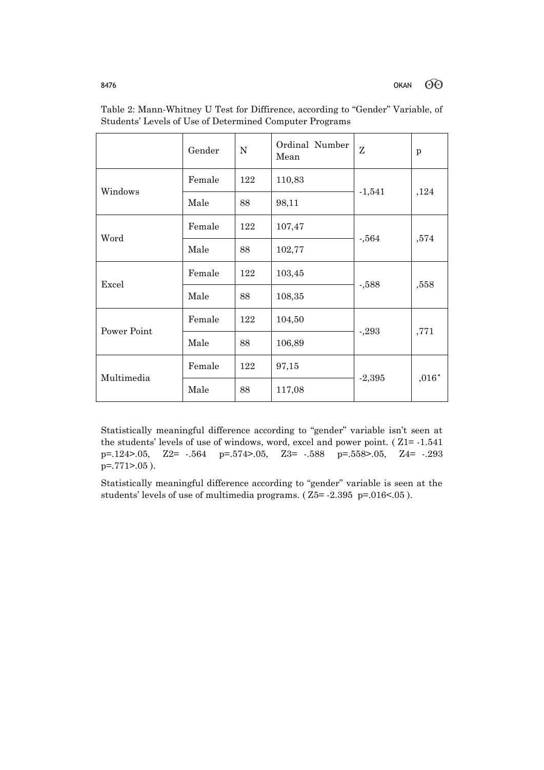Table 2: Mann-Whitney U Test for Diffirence, according to "Gender" Variable, of Students' Levels of Use of Determined Computer Programs

| | Gender | N | Ordinal Number Mean | Z | p |
|---|---|---|---|---|---|
| Windows | Female | 122 | 110,83 | -1,541 | ,124 |
| | Male | 88 | 98,11 | | |
| Word | Female | 122 | 107,47 | -,564 | ,574 |
| | Male | 88 | 102,77 | | |
| Excel | Female | 122 | 103,45 | -,588 | ,558 |
| | Male | 88 | 108,35 | | |
| Power Point | Female | 122 | 104,50 | -,293 | ,771 |
| | Male | 88 | 106,89 | | |
| Multimedia | Female | 122 | 97,15 | -2,395 | ,016* |
| | Male | 88 | 117,08 | | |

Statistically meaningful difference according to "gender" variable isn't seen at the students' levels of use of windows, word, excel and power point. ( $Z1= -1.541$ $p=.124>.05$, $Z2= -.564$ $p=.574>.05$, $Z3= -.588$ $p=.558>.05$, $Z4= -.293$ $p=.771>.05$ ).

Statistically meaningful difference according to "gender" variable is seen at the students' levels of use of multimedia programs. ( $Z5= -2.395$ $p=.016<.05$ ).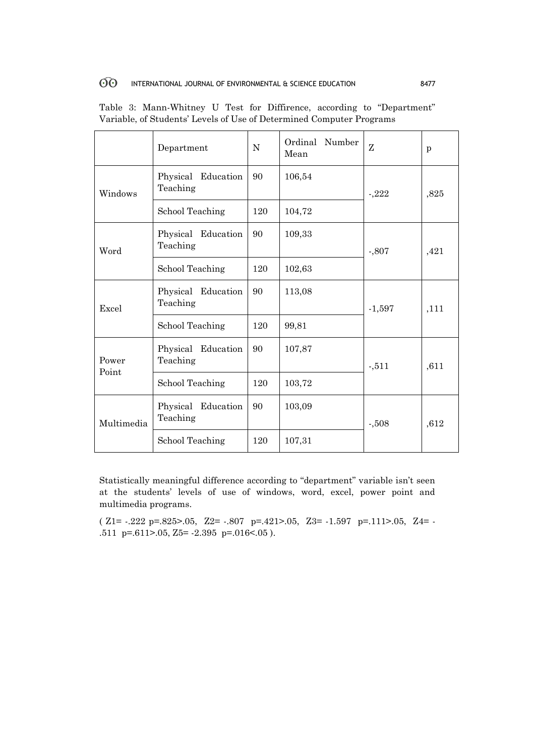Table 3: Mann-Whitney U Test for Diffirence, according to "Department" Variable, of Students' Levels of Use of Determined Computer Programs

| | Department | N | Ordinal Number Mean | Z | p |
|---|---|---|---|---|---|
| Windows | Physical Education Teaching | 90 | 106,54 | -,222 | ,825 |
| | School Teaching | 120 | 104,72 | | |
| Word | Physical Education Teaching | 90 | 109,33 | -,807 | ,421 |
| | School Teaching | 120 | 102,63 | | |
| Excel | Physical Education Teaching | 90 | 113,08 | -1,597 | ,111 |
| | School Teaching | 120 | 99,81 | | |
| Power Point | Physical Education Teaching | 90 | 107,87 | -,511 | ,611 |
| | School Teaching | 120 | 103,72 | | |
| Multimedia | Physical Education Teaching | 90 | 103,09 | -,508 | ,612 |
| | School Teaching | 120 | 107,31 | | |

Statistically meaningful difference according to "department" variable isn't seen at the students' levels of use of windows, word, excel, power point and multimedia programs.

( $Z1= -.222$ $p=.825>.05$, $Z2= -.807$ $p=.421>.05$, $Z3= -1.597$ $p=.111>.05$, $Z4= -.511$ $p=.611>.05$, $Z5= -2.395$ $p=.016<.05$ ).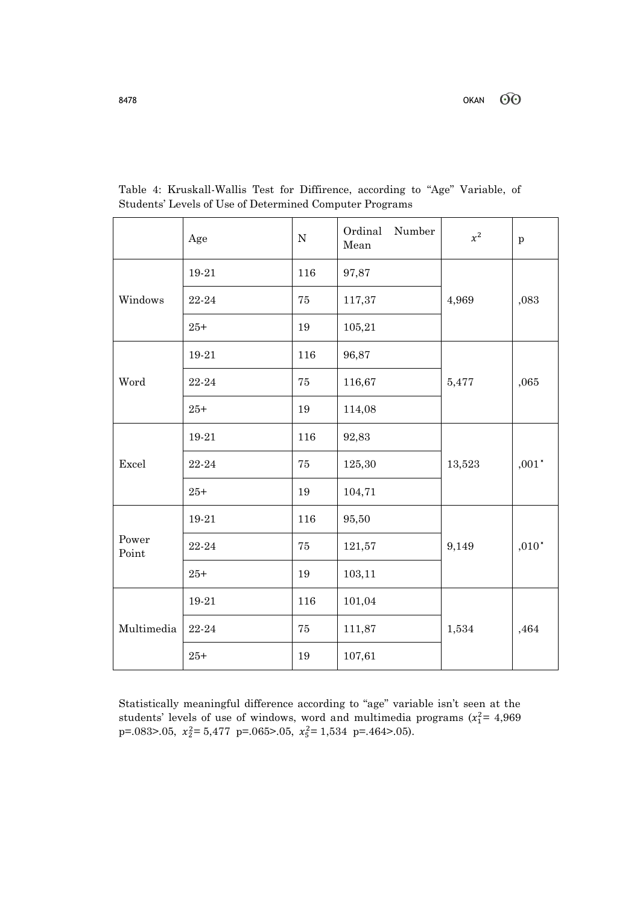Table 4: Kruskall-Wallis Test for Diffirence, according to "Age" Variable, of Students' Levels of Use of Determined Computer Programs

| | Age | N | Ordinal Number Mean | $x^2$ | p |
|---|---|---|---|---|---|
| Windows | 19-21 | 116 | 97,87 | 4,969 | ,083 |
| | 22-24 | 75 | 117,37 | | |
| | 25+ | 19 | 105,21 | | |
| Word | 19-21 | 116 | 96,87 | 5,477 | ,065 |
| | 22-24 | 75 | 116,67 | | |
| | 25+ | 19 | 114,08 | | |
| Excel | 19-21 | 116 | 92,83 | 13,523 | ,001* |
| | 22-24 | 75 | 125,30 | | |
| | 25+ | 19 | 104,71 | | |
| Power Point | 19-21 | 116 | 95,50 | 9,149 | ,010* |
| | 22-24 | 75 | 121,57 | | |
| | 25+ | 19 | 103,11 | | |
| Multimedia | 19-21 | 116 | 101,04 | 1,534 | ,464 |
| | 22-24 | 75 | 111,87 | | |
| | 25+ | 19 | 107,61 | | |

Statistically meaningful difference according to "age" variable isn't seen at the students' levels of use of windows, word and multimedia programs ($x_1^2$= 4,969 p=.083>.05, $x_2^2$= 5,477 p=.065>.05, $x_5^2$= 1,534 p=.464>.05).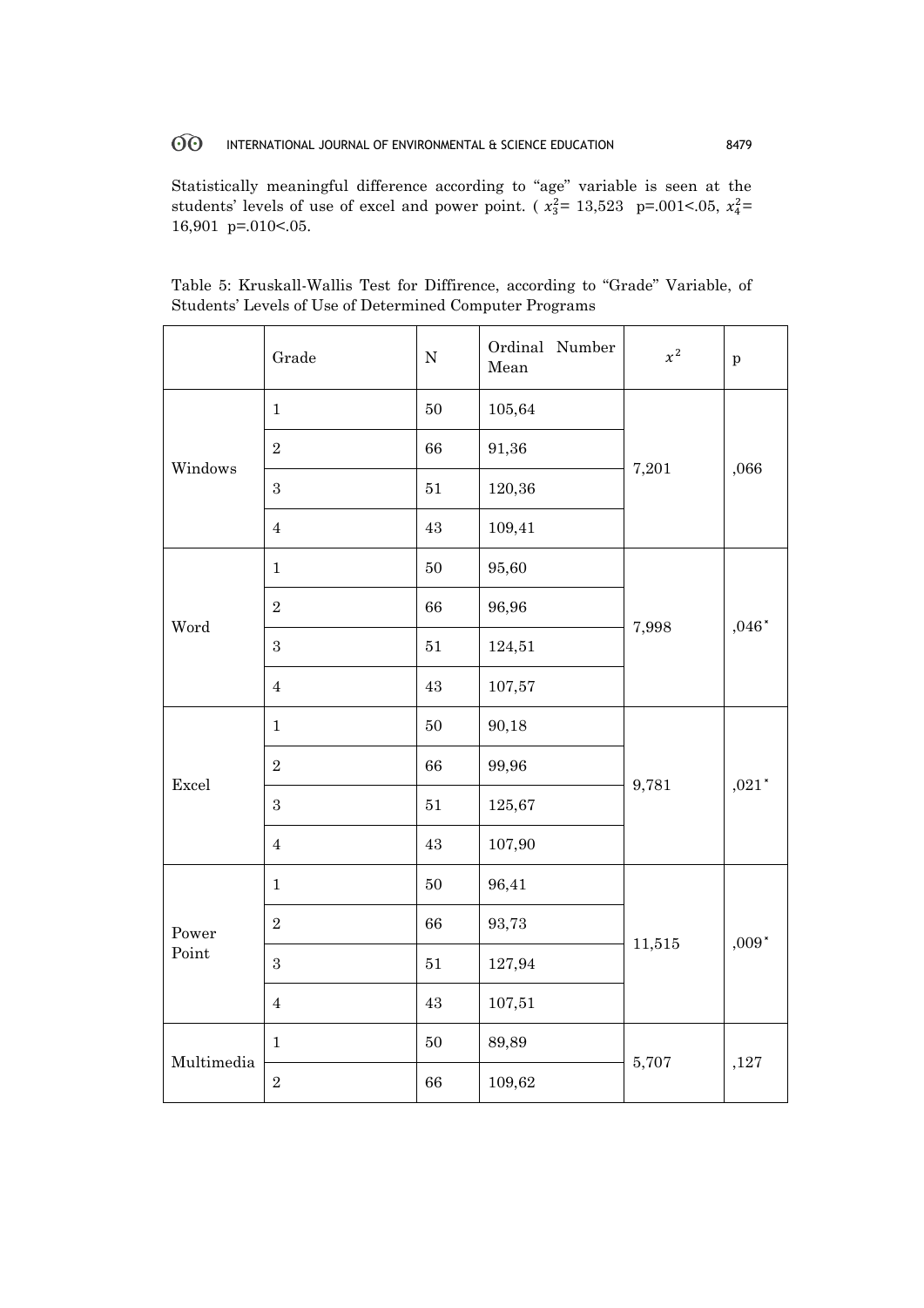Statistically meaningful difference according to "age" variable is seen at the students' levels of use of excel and power point. ( $x_3^2$= 13,523 p=.001<.05, $x_4^2$= 16,901 p=.010<.05.

Table 5: Kruskall-Wallis Test for Diffirence, according to "Grade" Variable, of Students' Levels of Use of Determined Computer Programs

| | Grade | N | Ordinal Number Mean | $x^2$ | p |
|---|---|---|---|---|---|
| Windows | 1 | 50 | 105,64 | 7,201 | ,066 |
| | 2 | 66 | 91,36 | | |
| | 3 | 51 | 120,36 | | |
| | 4 | 43 | 109,41 | | |
| Word | 1 | 50 | 95,60 | 7,998 | ,046* |
| | 2 | 66 | 96,96 | | |
| | 3 | 51 | 124,51 | | |
| | 4 | 43 | 107,57 | | |
| Excel | 1 | 50 | 90,18 | 9,781 | ,021* |
| | 2 | 66 | 99,96 | | |
| | 3 | 51 | 125,67 | | |
| | 4 | 43 | 107,90 | | |
| Power Point | 1 | 50 | 96,41 | 11,515 | ,009* |
| | 2 | 66 | 93,73 | | |
| | 3 | 51 | 127,94 | | |
| | 4 | 43 | 107,51 | | |
| Multimedia | 1 | 50 | 89,89 | 5,707 | ,127 |
| | 2 | 66 | 109,62 | | |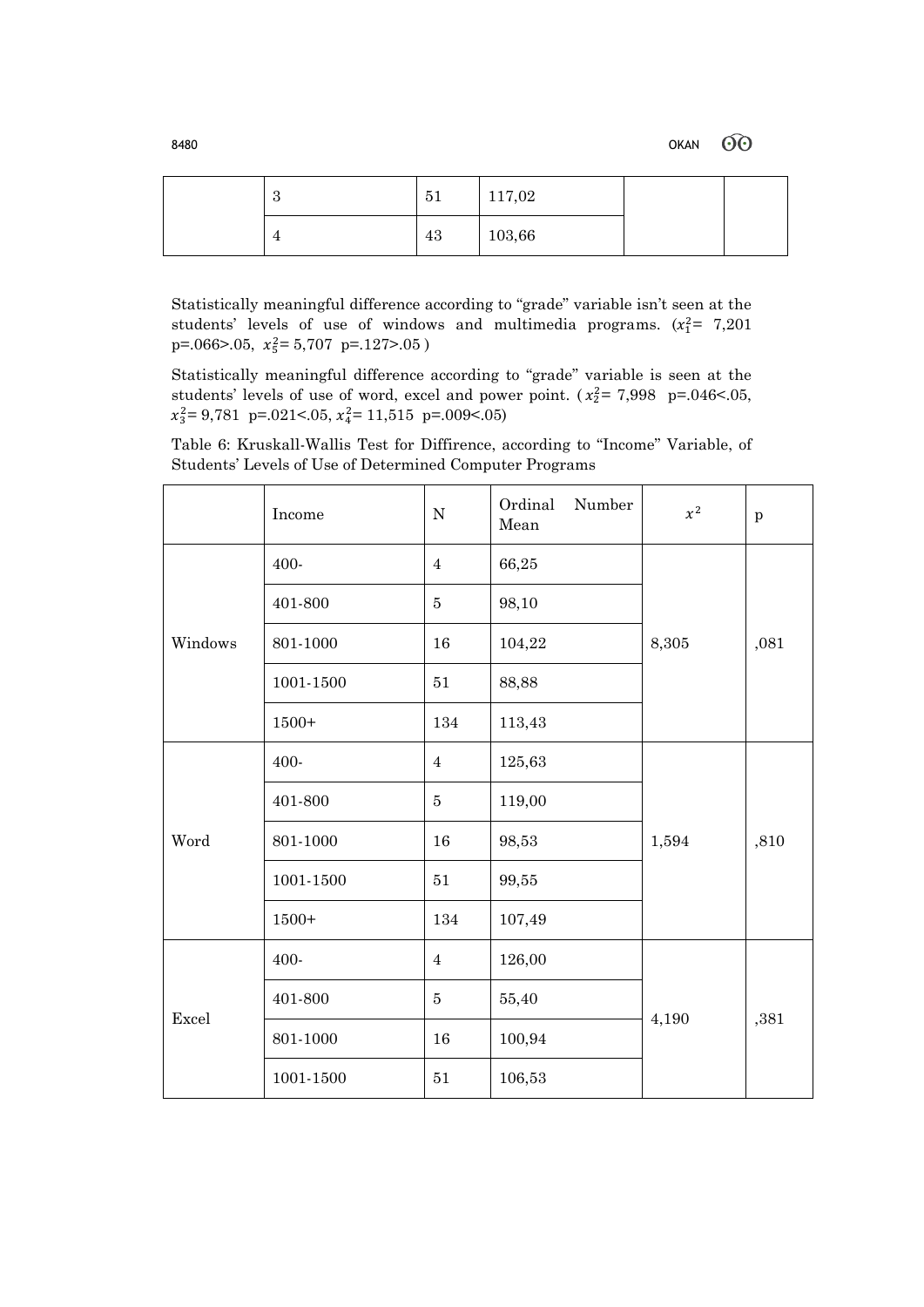| | 3 | 51 | 117,02 | | |
|---|---|---|---|---|---|
| | 4 | 43 | 103,66 | | |

Statistically meaningful difference according to "grade" variable isn't seen at the students' levels of use of windows and multimedia programs. ($x_1^2$= 7,201 p=.066>.05, $x_5^2$= 5,707 p=.127>.05 )

Statistically meaningful difference according to "grade" variable is seen at the students' levels of use of word, excel and power point. ( $x_2^2$= 7,998 p=.046<.05, $x_3^2$= 9,781 p=.021<.05, $x_4^2$= 11,515 p=.009<.05)

Table 6: Kruskall-Wallis Test for Diffirence, according to "Income" Variable, of Students' Levels of Use of Determined Computer Programs

| | Income | N | Ordinal Number Mean | $x^2$ | p |
|---|---|---|---|---|---|
| Windows | 400- | 4 | 66,25 | 8,305 | ,081 |
| | 401-800 | 5 | 98,10 | | |
| | 801-1000 | 16 | 104,22 | | |
| | 1001-1500 | 51 | 88,88 | | |
| | 1500+ | 134 | 113,43 | | |
| Word | 400- | 4 | 125,63 | 1,594 | ,810 |
| | 401-800 | 5 | 119,00 | | |
| | 801-1000 | 16 | 98,53 | | |
| | 1001-1500 | 51 | 99,55 | | |
| | 1500+ | 134 | 107,49 | | |
| Excel | 400- | 4 | 126,00 | 4,190 | ,381 |
| | 401-800 | 5 | 55,40 | | |
| | 801-1000 | 16 | 100,94 | | |
| | 1001-1500 | 51 | 106,53 | | |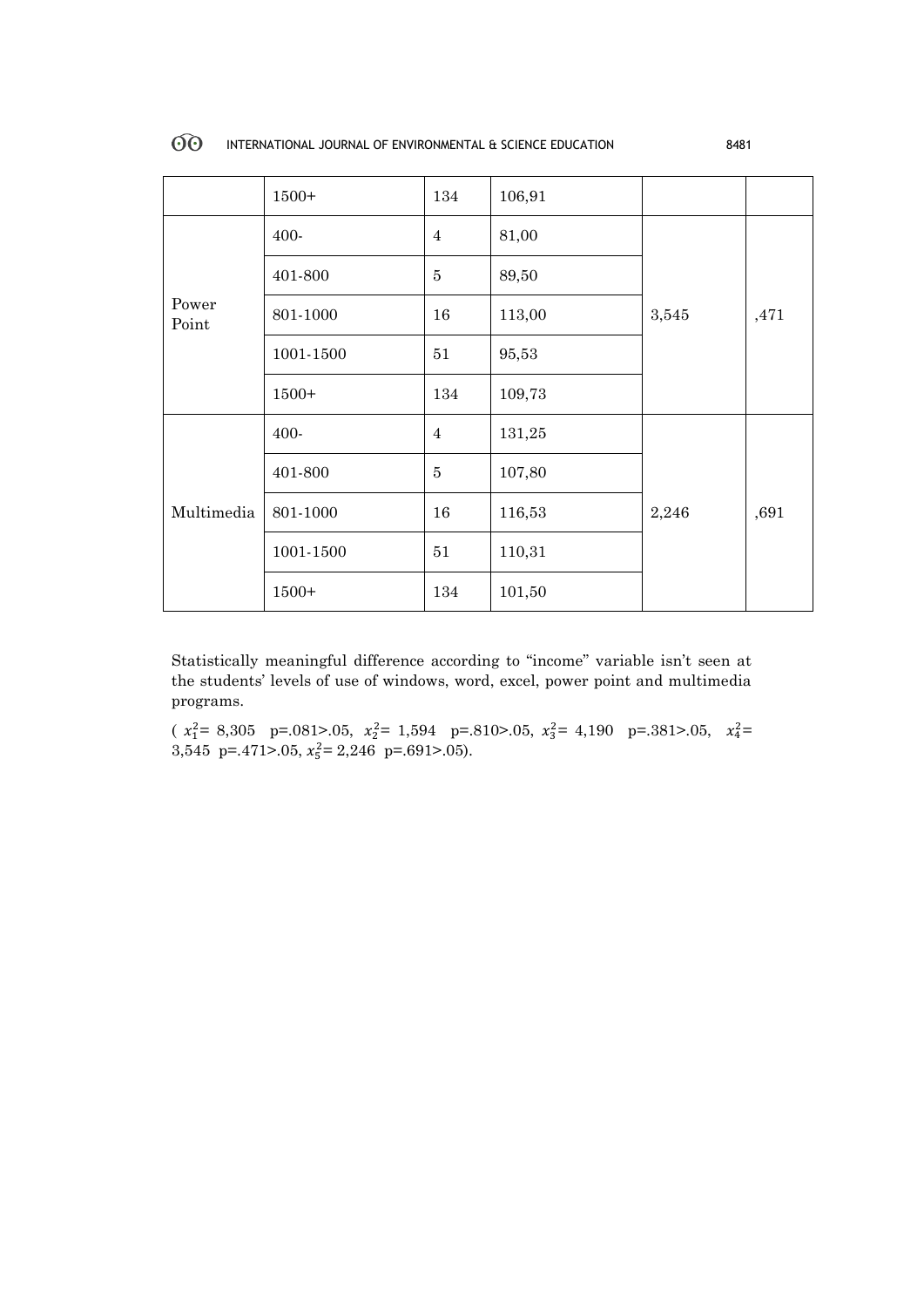|  |  |  |  |  |  |
|---|---|---|---|---|---|
|  | 1500+ | 134 | 106,91 |  |  |
| Power Point | 400- | 4 | 81,00 | 3,545 | ,471 |
|  | 401-800 | 5 | 89,50 |  |  |
|  | 801-1000 | 16 | 113,00 |  |  |
|  | 1001-1500 | 51 | 95,53 |  |  |
|  | 1500+ | 134 | 109,73 |  |  |
| Multimedia | 400- | 4 | 131,25 | 2,246 | ,691 |
|  | 401-800 | 5 | 107,80 |  |  |
|  | 801-1000 | 16 | 116,53 |  |  |
|  | 1001-1500 | 51 | 110,31 |  |  |
|  | 1500+ | 134 | 101,50 |  |  |

Statistically meaningful difference according to "income" variable isn't seen at the students' levels of use of windows, word, excel, power point and multimedia programs.

( $x_1^2$= 8,305 p=.081>.05, $x_2^2$= 1,594 p=.810>.05, $x_3^2$= 4,190 p=.381>.05, $x_4^2$= 3,545 p=.471>.05, $x_5^2$= 2,246 p=.691>.05).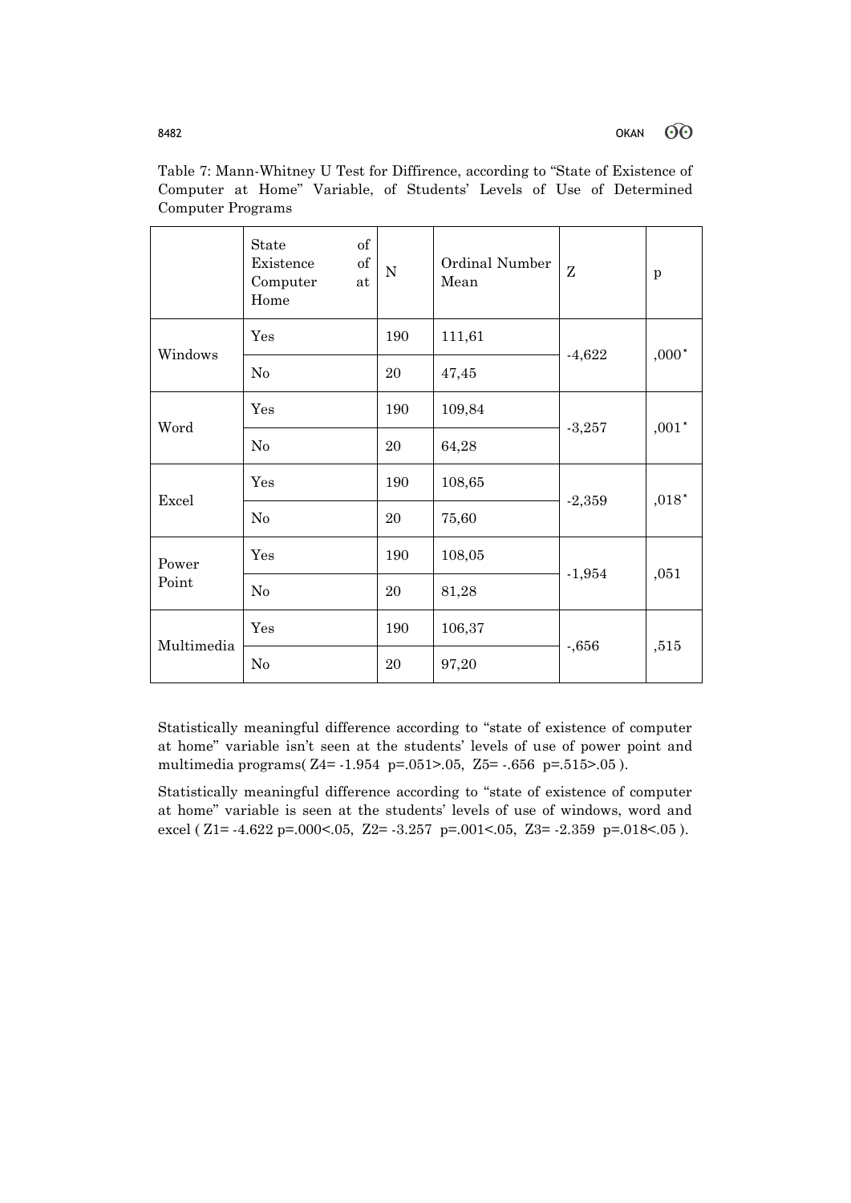Table 7: Mann-Whitney U Test for Diffirence, according to "State of Existence of Computer at Home" Variable, of Students' Levels of Use of Determined Computer Programs

| | State of Existence of Computer at Home | N | Ordinal Number Mean | Z | p |
|---|---|---|---|---|---|
| Windows | Yes | 190 | 111,61 | -4,622 | ,000* |
| | No | 20 | 47,45 | | |
| Word | Yes | 190 | 109,84 | -3,257 | ,001* |
| | No | 20 | 64,28 | | |
| Excel | Yes | 190 | 108,65 | -2,359 | ,018* |
| | No | 20 | 75,60 | | |
| Power Point | Yes | 190 | 108,05 | -1,954 | ,051 |
| | No | 20 | 81,28 | | |
| Multimedia | Yes | 190 | 106,37 | -,656 | ,515 |
| | No | 20 | 97,20 | | |

Statistically meaningful difference according to "state of existence of computer at home" variable isn't seen at the students' levels of use of power point and multimedia programs( $Z4= -1.954$ $p=.051>.05$, $Z5= -.656$ $p=.515>.05$ ).

Statistically meaningful difference according to "state of existence of computer at home" variable is seen at the students' levels of use of windows, word and excel ( $Z1= -4.622$ $p=.000<.05$, $Z2= -3.257$ $p=.001<.05$, $Z3= -2.359$ $p=.018<.05$ ).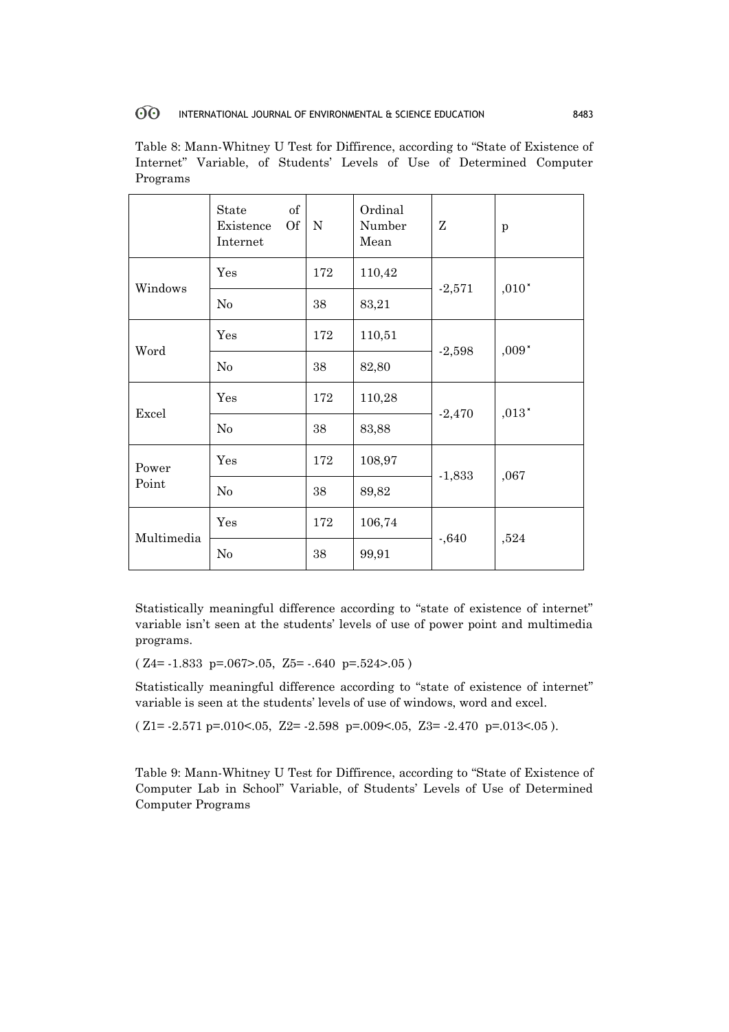Table 8: Mann-Whitney U Test for Diffirence, according to "State of Existence of Internet" Variable, of Students' Levels of Use of Determined Computer Programs

| | State of Existence Of Internet | N | Ordinal Number Mean | Z | p |
|---|---|---|---|---|---|
| Windows | Yes | 172 | 110,42 | -2,571 | ,010* |
| | No | 38 | 83,21 | | |
| Word | Yes | 172 | 110,51 | -2,598 | ,009* |
| | No | 38 | 82,80 | | |
| Excel | Yes | 172 | 110,28 | -2,470 | ,013* |
| | No | 38 | 83,88 | | |
| Power Point | Yes | 172 | 108,97 | -1,833 | ,067 |
| | No | 38 | 89,82 | | |
| Multimedia | Yes | 172 | 106,74 | -,640 | ,524 |
| | No | 38 | 99,91 | | |

Statistically meaningful difference according to "state of existence of internet" variable isn't seen at the students' levels of use of power point and multimedia programs.

( $Z4= -1.833$ $p=.067>.05$, $Z5= -.640$ $p=.524>.05$ )

Statistically meaningful difference according to "state of existence of internet" variable is seen at the students' levels of use of windows, word and excel.

( $Z1= -2.571$ $p=.010<.05$, $Z2= -2.598$ $p=.009<.05$, $Z3= -2.470$ $p=.013<.05$ ).

Table 9: Mann-Whitney U Test for Diffirence, according to "State of Existence of Computer Lab in School" Variable, of Students' Levels of Use of Determined Computer Programs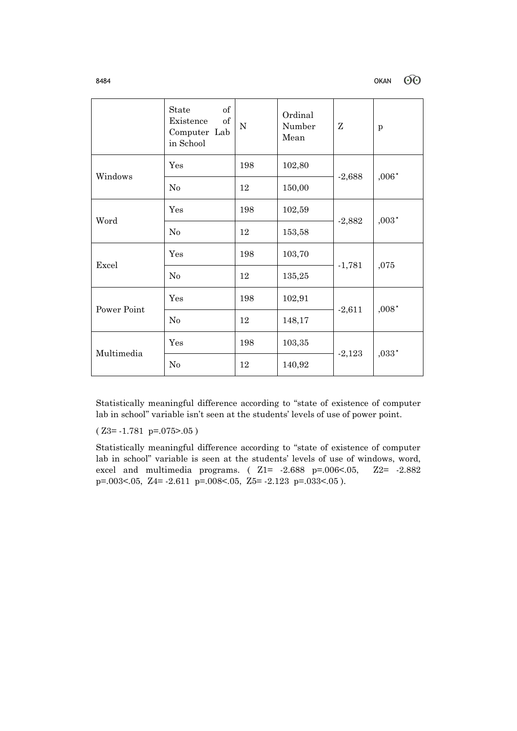| | State of Existence of Computer Lab in School | N | Ordinal Number Mean | Z | p |
|---|---|---|---|---|---|
| Windows | Yes | 198 | 102,80 | -2,688 | ,006* |
| | No | 12 | 150,00 | | |
| Word | Yes | 198 | 102,59 | -2,882 | ,003* |
| | No | 12 | 153,58 | | |
| Excel | Yes | 198 | 103,70 | -1,781 | ,075 |
| | No | 12 | 135,25 | | |
| Power Point | Yes | 198 | 102,91 | -2,611 | ,008* |
| | No | 12 | 148,17 | | |
| Multimedia | Yes | 198 | 103,35 | -2,123 | ,033* |
| | No | 12 | 140,92 | | |

Statistically meaningful difference according to "state of existence of computer lab in school" variable isn't seen at the students' levels of use of power point.

( $Z3= -1.781$ $p=.075>.05$ )

Statistically meaningful difference according to "state of existence of computer lab in school" variable is seen at the students' levels of use of windows, word, excel and multimedia programs. ( $Z1= -2.688$ $p=.006<.05$, $Z2= -2.882$ $p=.003<.05$, $Z4= -2.611$ $p=.008<.05$, $Z5= -2.123$ $p=.033<.05$ ).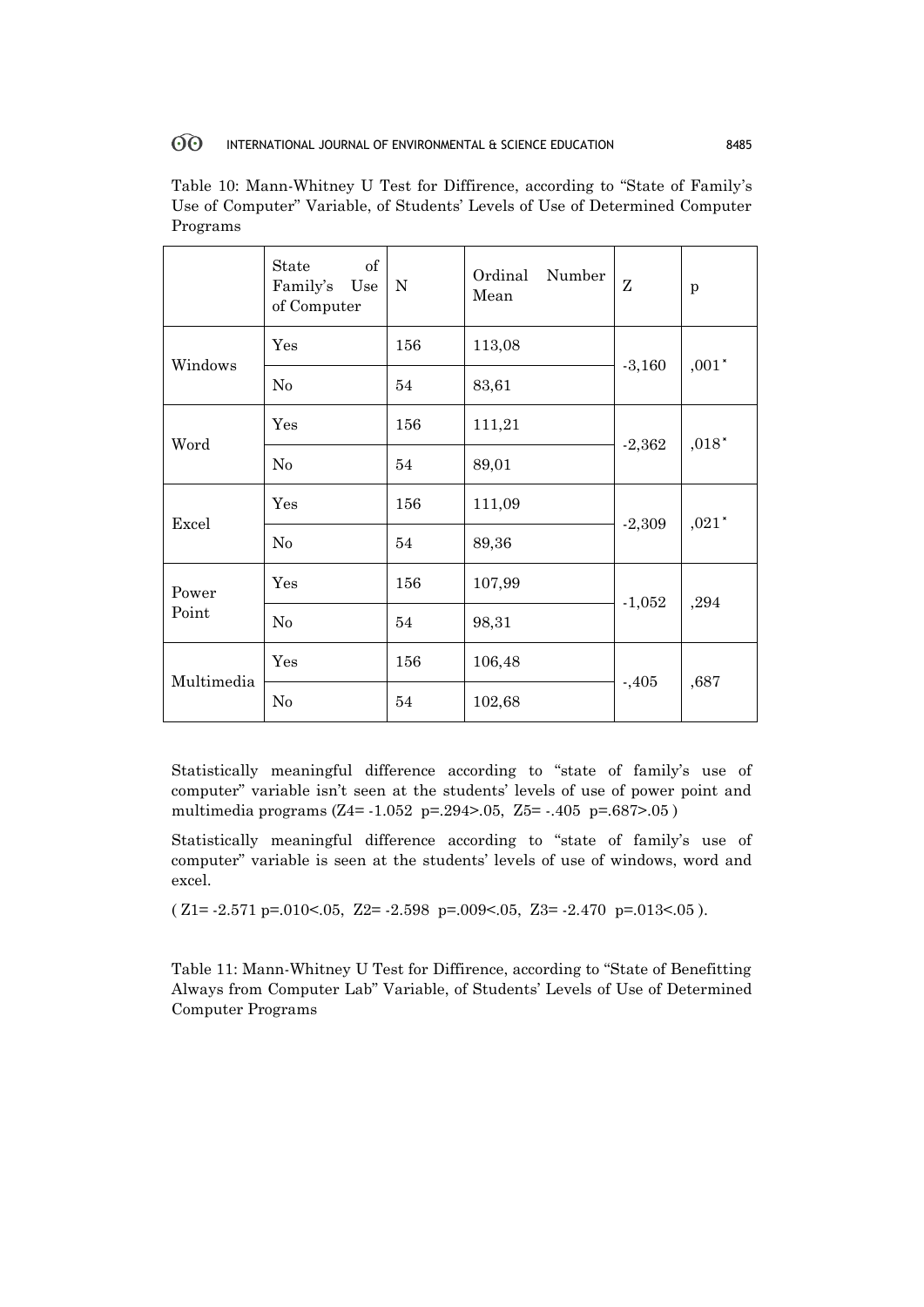Table 10: Mann-Whitney U Test for Diffirence, according to "State of Family's Use of Computer" Variable, of Students' Levels of Use of Determined Computer Programs

| | State of Family's Use of Computer | N | Ordinal Number Mean | Z | p |
|---|---|---|---|---|---|
| Windows | Yes | 156 | 113,08 | -3,160 | ,001* |
| | No | 54 | 83,61 | | |
| Word | Yes | 156 | 111,21 | -2,362 | ,018* |
| | No | 54 | 89,01 | | |
| Excel | Yes | 156 | 111,09 | -2,309 | ,021* |
| | No | 54 | 89,36 | | |
| Power Point | Yes | 156 | 107,99 | -1,052 | ,294 |
| | No | 54 | 98,31 | | |
| Multimedia | Yes | 156 | 106,48 | -,405 | ,687 |
| | No | 54 | 102,68 | | |

Statistically meaningful difference according to "state of family's use of computer" variable isn't seen at the students' levels of use of power point and multimedia programs ($Z_4$= -1.052 p=.294>.05, $Z_5$= -.405 p=.687>.05 )

Statistically meaningful difference according to "state of family's use of computer" variable is seen at the students' levels of use of windows, word and excel.

( $Z_1$= -2.571 p=.010<.05, $Z_2$= -2.598 p=.009<.05, $Z_3$= -2.470 p=.013<.05 ).

Table 11: Mann-Whitney U Test for Diffirence, according to "State of Benefitting Always from Computer Lab" Variable, of Students' Levels of Use of Determined Computer Programs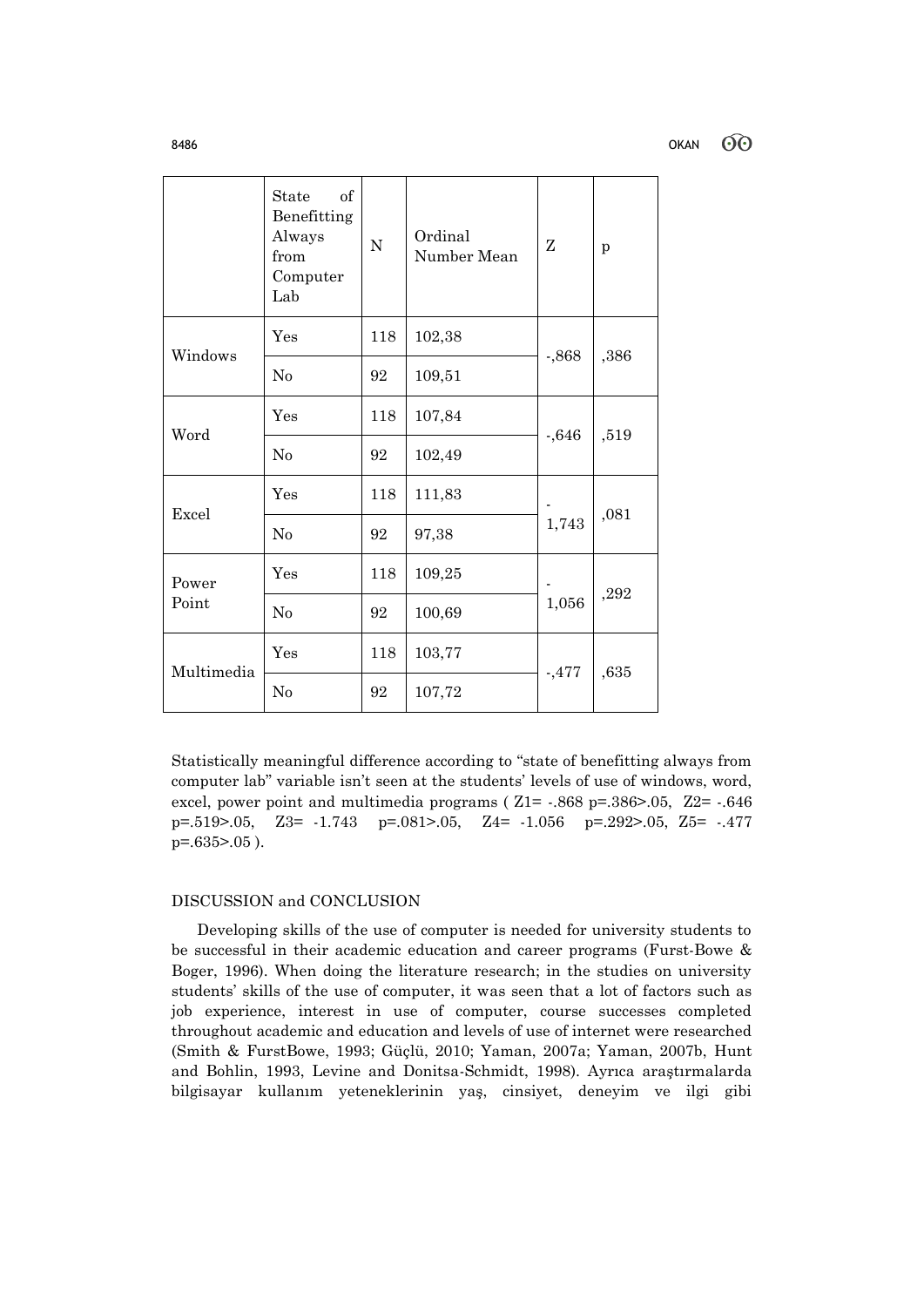| | State of Benefitting Always from Computer Lab | N | Ordinal Number Mean | Z | p |
|---|---|---|---|---|---|
| Windows | Yes | 118 | 102,38 | -,868 | ,386 |
| | No | 92 | 109,51 | | |
| Word | Yes | 118 | 107,84 | -,646 | ,519 |
| | No | 92 | 102,49 | | |
| Excel | Yes | 118 | 111,83 | -1,743 | ,081 |
| | No | 92 | 97,38 | | |
| Power Point | Yes | 118 | 109,25 | -1,056 | ,292 |
| | No | 92 | 100,69 | | |
| Multimedia | Yes | 118 | 103,77 | -,477 | ,635 |
| | No | 92 | 107,72 | | |

Statistically meaningful difference according to "state of benefitting always from computer lab" variable isn't seen at the students' levels of use of windows, word, excel, power point and multimedia programs ( $Z1= -.868$ $p=.386>.05$, $Z2= -.646$ $p=.519>.05$, $Z3= -1.743$ $p=.081>.05$, $Z4= -1.056$ $p=.292>.05$, $Z5= -.477$ $p=.635>.05$ ).

## DISCUSSION and CONCLUSION

Developing skills of the use of computer is needed for university students to be successful in their academic education and career programs (Furst-Bowe & Boger, 1996). When doing the literature research; in the studies on university students' skills of the use of computer, it was seen that a lot of factors such as job experience, interest in use of computer, course successes completed throughout academic and education and levels of use of internet were researched (Smith & FurstBowe, 1993; Güçlü, 2010; Yaman, 2007a; Yaman, 2007b, Hunt and Bohlin, 1993, Levine and Donitsa-Schmidt, 1998). Ayrıca araştırmalarda bilgisayar kullanım yeteneklerinin yaş, cinsiyet, deneyim ve ilgi gibi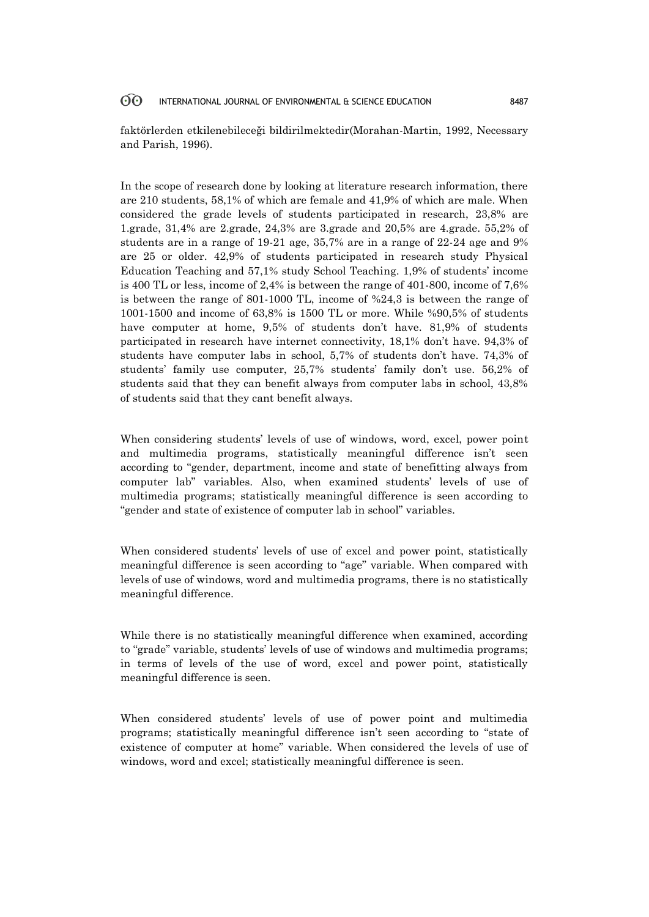faktörlerden etkilenebileceği bildirilmektedir(Morahan-Martin, 1992, Necessary and Parish, 1996).

In the scope of research done by looking at literature research information, there are 210 students, 58,1% of which are female and 41,9% of which are male. When considered the grade levels of students participated in research, 23,8% are 1.grade, 31,4% are 2.grade, 24,3% are 3.grade and 20,5% are 4.grade. 55,2% of students are in a range of 19-21 age, 35,7% are in a range of 22-24 age and 9% are 25 or older. 42,9% of students participated in research study Physical Education Teaching and 57,1% study School Teaching. 1,9% of students' income is 400 TL or less, income of 2,4% is between the range of 401-800, income of 7,6% is between the range of 801-1000 TL, income of %24,3 is between the range of 1001-1500 and income of 63,8% is 1500 TL or more. While %90,5% of students have computer at home, 9,5% of students don't have. 81,9% of students participated in research have internet connectivity, 18,1% don't have. 94,3% of students have computer labs in school, 5,7% of students don't have. 74,3% of students' family use computer, 25,7% students' family don't use. 56,2% of students said that they can benefit always from computer labs in school, 43,8% of students said that they cant benefit always.

When considering students' levels of use of windows, word, excel, power point and multimedia programs, statistically meaningful difference isn't seen according to "gender, department, income and state of benefitting always from computer lab" variables. Also, when examined students' levels of use of multimedia programs; statistically meaningful difference is seen according to "gender and state of existence of computer lab in school" variables.

When considered students' levels of use of excel and power point, statistically meaningful difference is seen according to "age" variable. When compared with levels of use of windows, word and multimedia programs, there is no statistically meaningful difference.

While there is no statistically meaningful difference when examined, according to "grade" variable, students' levels of use of windows and multimedia programs; in terms of levels of the use of word, excel and power point, statistically meaningful difference is seen.

When considered students' levels of use of power point and multimedia programs; statistically meaningful difference isn't seen according to "state of existence of computer at home" variable. When considered the levels of use of windows, word and excel; statistically meaningful difference is seen.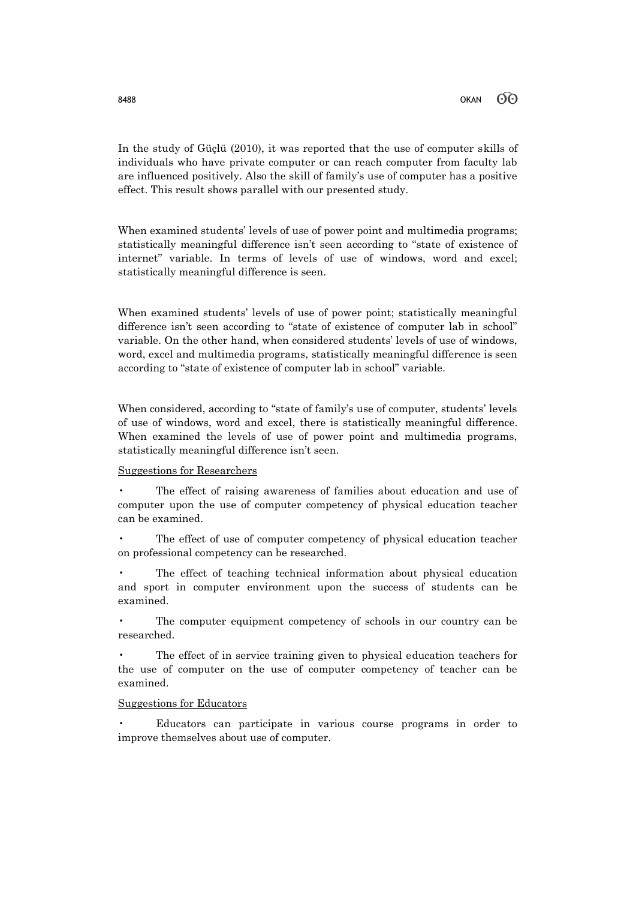In the study of Güçlü (2010), it was reported that the use of computer skills of individuals who have private computer or can reach computer from faculty lab are influenced positively. Also the skill of family's use of computer has a positive effect. This result shows parallel with our presented study.

When examined students' levels of use of power point and multimedia programs; statistically meaningful difference isn't seen according to "state of existence of internet" variable. In terms of levels of use of windows, word and excel; statistically meaningful difference is seen.

When examined students' levels of use of power point; statistically meaningful difference isn't seen according to "state of existence of computer lab in school" variable. On the other hand, when considered students' levels of use of windows, word, excel and multimedia programs, statistically meaningful difference is seen according to "state of existence of computer lab in school" variable.

When considered, according to "state of family's use of computer, students' levels of use of windows, word and excel, there is statistically meaningful difference. When examined the levels of use of power point and multimedia programs, statistically meaningful difference isn't seen.

<u>Suggestions for Researchers</u>

- The effect of raising awareness of families about education and use of computer upon the use of computer competency of physical education teacher can be examined.
- The effect of use of computer competency of physical education teacher on professional competency can be researched.
- The effect of teaching technical information about physical education and sport in computer environment upon the success of students can be examined.
- The computer equipment competency of schools in our country can be researched.
- The effect of in service training given to physical education teachers for the use of computer on the use of computer competency of teacher can be examined.

<u>Suggestions for Educators</u>

- Educators can participate in various course programs in order to improve themselves about use of computer.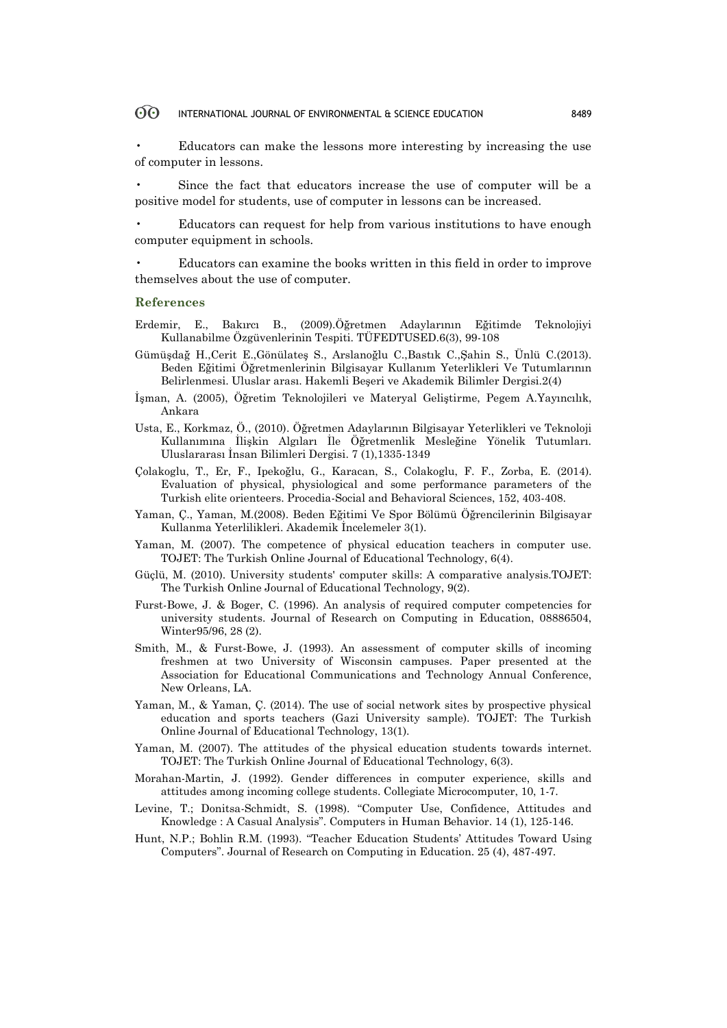- Educators can make the lessons more interesting by increasing the use of computer in lessons.
- Since the fact that educators increase the use of computer will be a positive model for students, use of computer in lessons can be increased.
- Educators can request for help from various institutions to have enough computer equipment in schools.
- Educators can examine the books written in this field in order to improve themselves about the use of computer.

## References

Erdemir, E., Bakırcı B., (2009).Öğretmen Adaylarının Eğitimde Teknolojiyi Kullanabilme Özgüvenlerinin Tespiti. TÜFEDTUSED.6(3), 99-108

Gümüşdağ H.,Cerit E.,Gönülateş S., Arslanoğlu C.,Bastık C.,Şahin S., Ünlü C.(2013). Beden Eğitimi Öğretmenlerinin Bilgisayar Kullanım Yeterlikleri Ve Tutumlarının Belirlenmesi. Uluslar arası. Hakemli Beşeri ve Akademik Bilimler Dergisi.2(4)

İşman, A. (2005), Öğretim Teknolojileri ve Materyal Geliştirme, Pegem A.Yayıncılık, Ankara

Usta, E., Korkmaz, Ö., (2010). Öğretmen Adaylarının Bilgisayar Yeterlikleri ve Teknoloji Kullanımına İlişkin Algıları İle Öğretmenlik Mesleğine Yönelik Tutumları. Uluslararası İnsan Bilimleri Dergisi. 7 (1),1335-1349

Çolakoglu, T., Er, F., Ipekoğlu, G., Karacan, S., Colakoglu, F. F., Zorba, E. (2014). Evaluation of physical, physiological and some performance parameters of the Turkish elite orienteers. Procedia-Social and Behavioral Sciences, 152, 403-408.

Yaman, Ç., Yaman, M.(2008). Beden Eğitimi Ve Spor Bölümü Öğrencilerinin Bilgisayar Kullanma Yeterlilikleri. Akademik İncelemeler 3(1).

Yaman, M. (2007). The competence of physical education teachers in computer use. TOJET: The Turkish Online Journal of Educational Technology, 6(4).

Güçlü, M. (2010). University students' computer skills: A comparative analysis.TOJET: The Turkish Online Journal of Educational Technology, 9(2).

Furst-Bowe, J. & Boger, C. (1996). An analysis of required computer competencies for university students. Journal of Research on Computing in Education, 08886504, Winter95/96, 28 (2).

Smith, M., & Furst-Bowe, J. (1993). An assessment of computer skills of incoming freshmen at two University of Wisconsin campuses. Paper presented at the Association for Educational Communications and Technology Annual Conference, New Orleans, LA.

Yaman, M., & Yaman, Ç. (2014). The use of social network sites by prospective physical education and sports teachers (Gazi University sample). TOJET: The Turkish Online Journal of Educational Technology, 13(1).

Yaman, M. (2007). The attitudes of the physical education students towards internet. TOJET: The Turkish Online Journal of Educational Technology, 6(3).

Morahan-Martin, J. (1992). Gender differences in computer experience, skills and attitudes among incoming college students. Collegiate Microcomputer, 10, 1-7.

Levine, T.; Donitsa-Schmidt, S. (1998). "Computer Use, Confidence, Attitudes and Knowledge : A Casual Analysis". Computers in Human Behavior. 14 (1), 125-146.

Hunt, N.P.; Bohlin R.M. (1993). "Teacher Education Students' Attitudes Toward Using Computers". Journal of Research on Computing in Education. 25 (4), 487-497.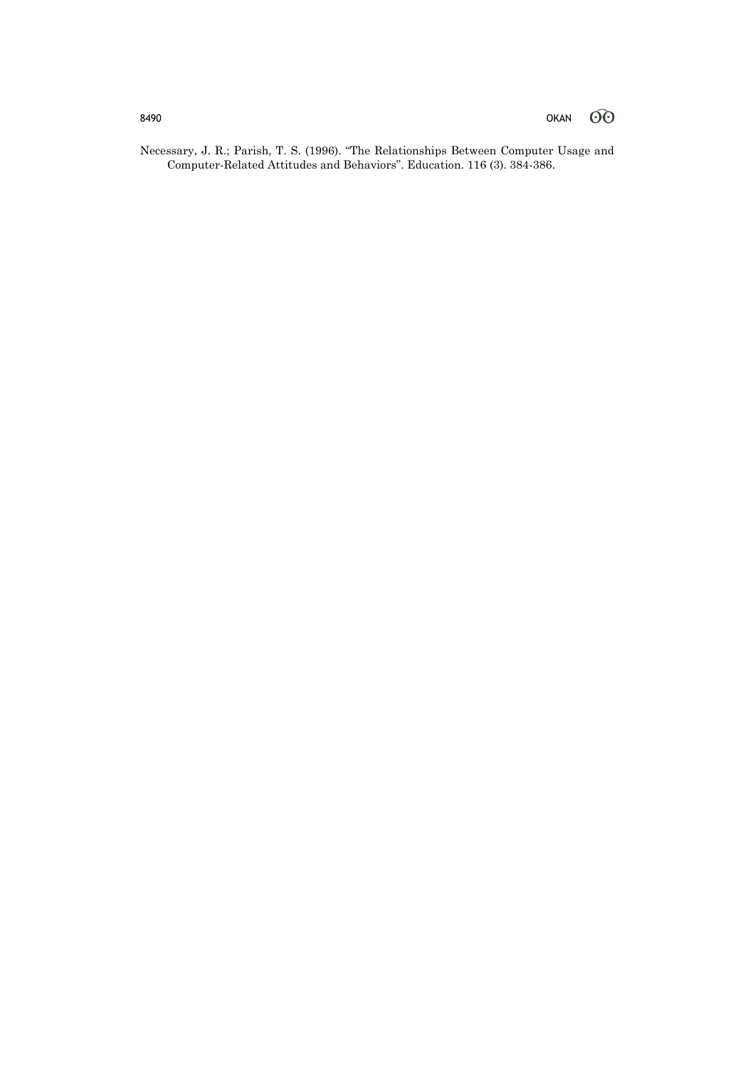Necessary, J. R.; Parish, T. S. (1996). "The Relationships Between Computer Usage and Computer-Related Attitudes and Behaviors". Education. 116 (3). 384-386.